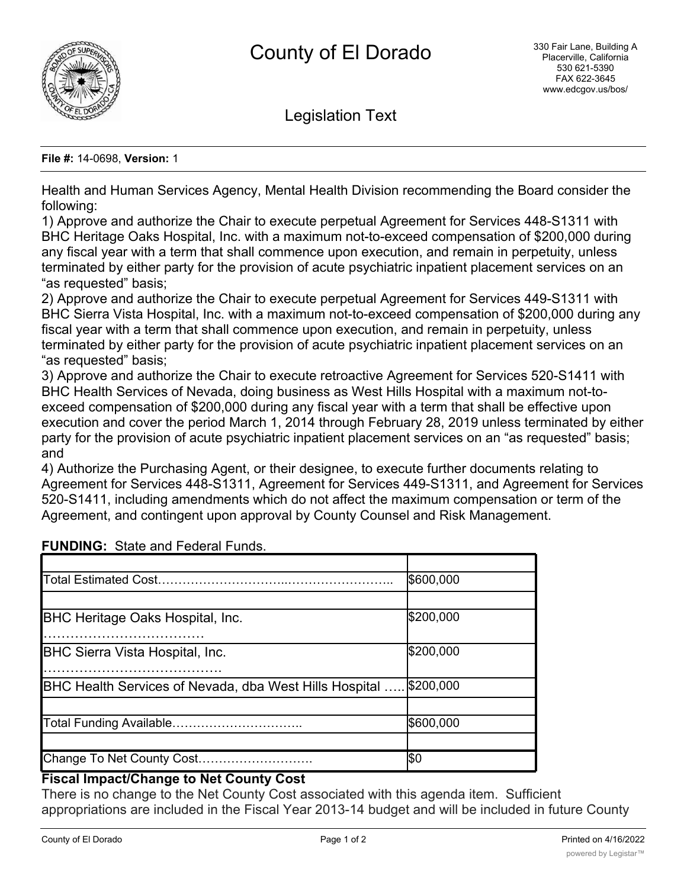# County of El Dorado

330 Fair Lane, Building A
Placerville, California
530 621-5390
FAX 622-3645
www.edcgov.us/bos/

## Legislation Text

**File #:** 14-0698, **Version:** 1

Health and Human Services Agency, Mental Health Division recommending the Board consider the following:

1) Approve and authorize the Chair to execute perpetual Agreement for Services 448-S1311 with BHC Heritage Oaks Hospital, Inc. with a maximum not-to-exceed compensation of $200,000 during any fiscal year with a term that shall commence upon execution, and remain in perpetuity, unless terminated by either party for the provision of acute psychiatric inpatient placement services on an "as requested" basis;

2) Approve and authorize the Chair to execute perpetual Agreement for Services 449-S1311 with BHC Sierra Vista Hospital, Inc. with a maximum not-to-exceed compensation of $200,000 during any fiscal year with a term that shall commence upon execution, and remain in perpetuity, unless terminated by either party for the provision of acute psychiatric inpatient placement services on an "as requested" basis;

3) Approve and authorize the Chair to execute retroactive Agreement for Services 520-S1411 with BHC Health Services of Nevada, doing business as West Hills Hospital with a maximum not-to-exceed compensation of $200,000 during any fiscal year with a term that shall be effective upon execution and cover the period March 1, 2014 through February 28, 2019 unless terminated by either party for the provision of acute psychiatric inpatient placement services on an "as requested" basis; and

4) Authorize the Purchasing Agent, or their designee, to execute further documents relating to Agreement for Services 448-S1311, Agreement for Services 449-S1311, and Agreement for Services 520-S1411, including amendments which do not affect the maximum compensation or term of the Agreement, and contingent upon approval by County Counsel and Risk Management.

**FUNDING:** State and Federal Funds.

| | |
|---|---|
| Total Estimated Cost……………………………..……………………. | $600,000 |
| | |
| BHC Heritage Oaks Hospital, Inc. ……………………………… | $200,000 |
| BHC Sierra Vista Hospital, Inc. …………………………………. | $200,000 |
| BHC Health Services of Nevada, dba West Hills Hospital ….. | $200,000 |
| | |
| Total Funding Available………………………….. | $600,000 |
| | |
| Change To Net County Cost………………………. | $0 |

**Fiscal Impact/Change to Net County Cost**

There is no change to the Net County Cost associated with this agenda item. Sufficient appropriations are included in the Fiscal Year 2013-14 budget and will be included in future County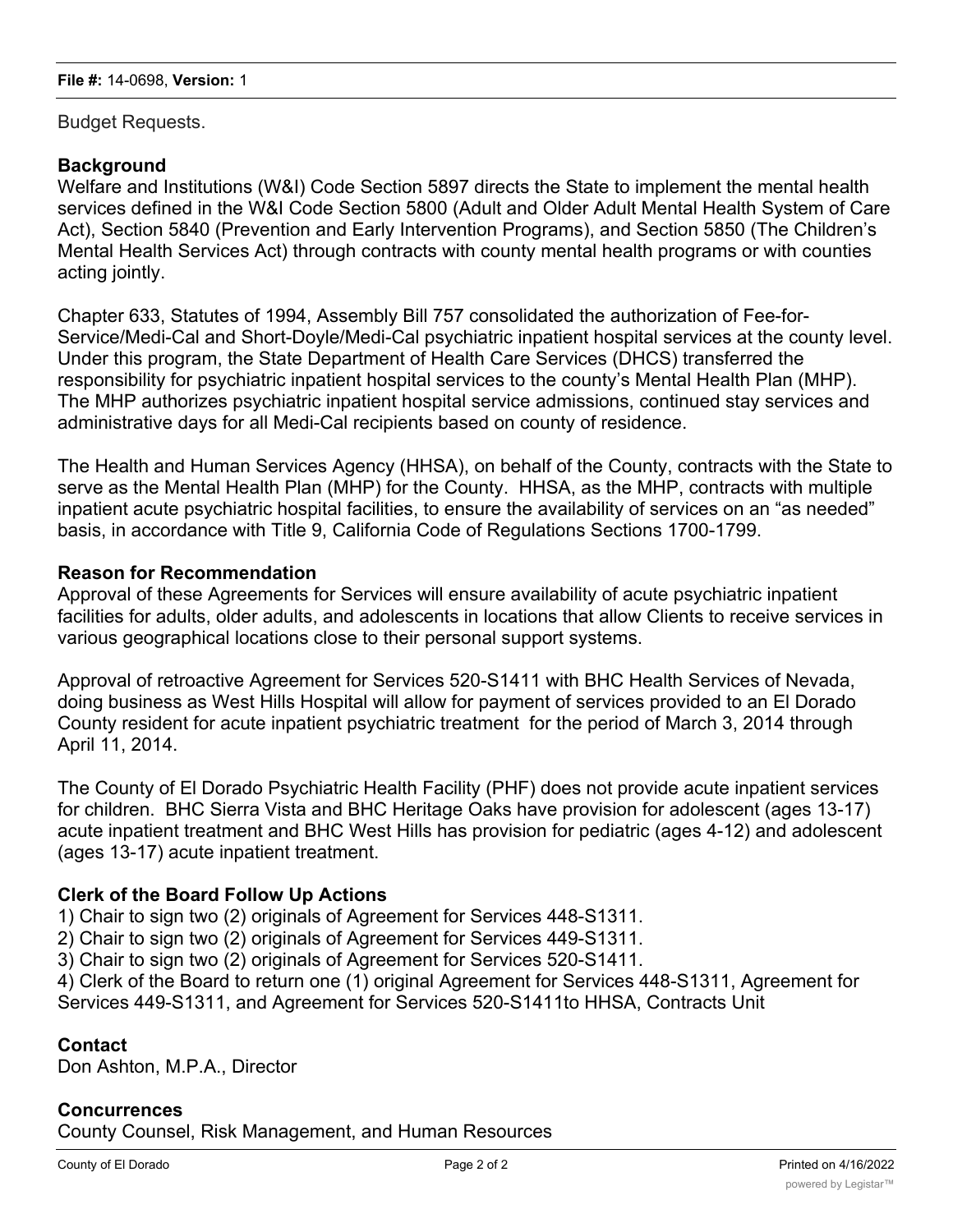Budget Requests.

**Background**
Welfare and Institutions (W&I) Code Section 5897 directs the State to implement the mental health services defined in the W&I Code Section 5800 (Adult and Older Adult Mental Health System of Care Act), Section 5840 (Prevention and Early Intervention Programs), and Section 5850 (The Children's Mental Health Services Act) through contracts with county mental health programs or with counties acting jointly.

Chapter 633, Statutes of 1994, Assembly Bill 757 consolidated the authorization of Fee-for-Service/Medi-Cal and Short-Doyle/Medi-Cal psychiatric inpatient hospital services at the county level. Under this program, the State Department of Health Care Services (DHCS) transferred the responsibility for psychiatric inpatient hospital services to the county's Mental Health Plan (MHP). The MHP authorizes psychiatric inpatient hospital service admissions, continued stay services and administrative days for all Medi-Cal recipients based on county of residence.

The Health and Human Services Agency (HHSA), on behalf of the County, contracts with the State to serve as the Mental Health Plan (MHP) for the County. HHSA, as the MHP, contracts with multiple inpatient acute psychiatric hospital facilities, to ensure the availability of services on an "as needed" basis, in accordance with Title 9, California Code of Regulations Sections 1700-1799.

**Reason for Recommendation**
Approval of these Agreements for Services will ensure availability of acute psychiatric inpatient facilities for adults, older adults, and adolescents in locations that allow Clients to receive services in various geographical locations close to their personal support systems.

Approval of retroactive Agreement for Services 520-S1411 with BHC Health Services of Nevada, doing business as West Hills Hospital will allow for payment of services provided to an El Dorado County resident for acute inpatient psychiatric treatment for the period of March 3, 2014 through April 11, 2014.

The County of El Dorado Psychiatric Health Facility (PHF) does not provide acute inpatient services for children. BHC Sierra Vista and BHC Heritage Oaks have provision for adolescent (ages 13-17) acute inpatient treatment and BHC West Hills has provision for pediatric (ages 4-12) and adolescent (ages 13-17) acute inpatient treatment.

**Clerk of the Board Follow Up Actions**
1) Chair to sign two (2) originals of Agreement for Services 448-S1311.
2) Chair to sign two (2) originals of Agreement for Services 449-S1311.
3) Chair to sign two (2) originals of Agreement for Services 520-S1411.
4) Clerk of the Board to return one (1) original Agreement for Services 448-S1311, Agreement for Services 449-S1311, and Agreement for Services 520-S1411to HHSA, Contracts Unit

**Contact**
Don Ashton, M.P.A., Director

**Concurrences**
County Counsel, Risk Management, and Human Resources